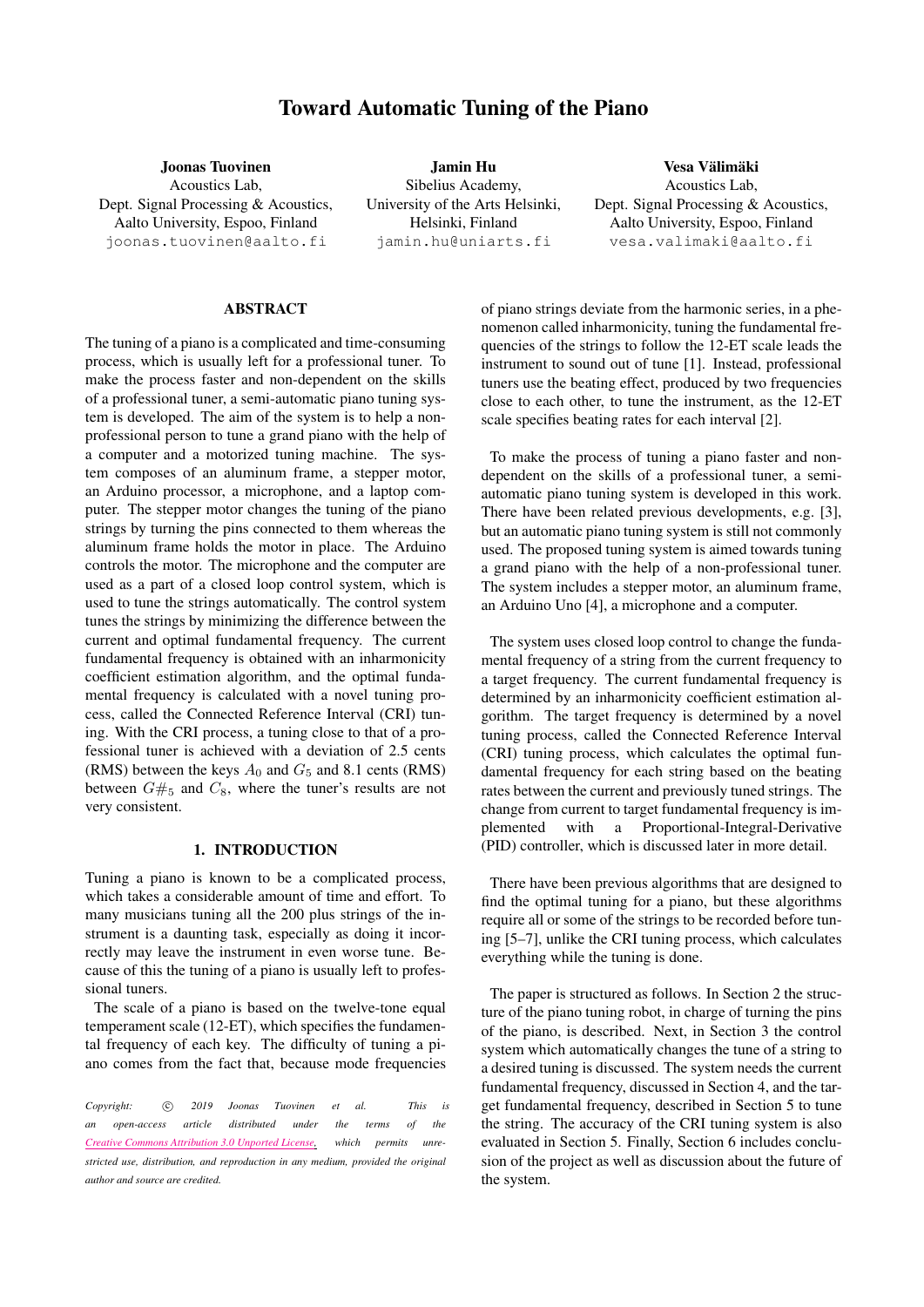# Toward Automatic Tuning of the Piano

**Joonas Tuovinen**
Acoustics Lab,
Dept. Signal Processing & Acoustics,
Aalto University, Espoo, Finland
joonas.tuovinen@aalto.fi

**Jamin Hu**
Sibelius Academy,
University of the Arts Helsinki,
Helsinki, Finland
jamin.hu@uniarts.fi

**Vesa Välimäki**
Acoustics Lab,
Dept. Signal Processing & Acoustics,
Aalto University, Espoo, Finland
vesa.valimaki@aalto.fi

## ABSTRACT

The tuning of a piano is a complicated and time-consuming process, which is usually left for a professional tuner. To make the process faster and non-dependent on the skills of a professional tuner, a semi-automatic piano tuning system is developed. The aim of the system is to help a non-professional person to tune a grand piano with the help of a computer and a motorized tuning machine. The system composes of an aluminum frame, a stepper motor, an Arduino processor, a microphone, and a laptop computer. The stepper motor changes the tuning of the piano strings by turning the pins connected to them whereas the aluminum frame holds the motor in place. The Arduino controls the motor. The microphone and the computer are used as a part of a closed loop control system, which is used to tune the strings automatically. The control system tunes the strings by minimizing the difference between the current and optimal fundamental frequency. The current fundamental frequency is obtained with an inharmonicity coefficient estimation algorithm, and the optimal fundamental frequency is calculated with a novel tuning process, called the Connected Reference Interval (CRI) tuning. With the CRI process, a tuning close to that of a professional tuner is achieved with a deviation of 2.5 cents (RMS) between the keys $A_0$ and $G_5$ and 8.1 cents (RMS) between $G\#_5$ and $C_8$, where the tuner's results are not very consistent.

## 1. INTRODUCTION

Tuning a piano is known to be a complicated process, which takes a considerable amount of time and effort. To many musicians tuning all the 200 plus strings of the instrument is a daunting task, especially as doing it incorrectly may leave the instrument in even worse tune. Because of this the tuning of a piano is usually left to professional tuners.

The scale of a piano is based on the twelve-tone equal temperament scale (12-ET), which specifies the fundamental frequency of each key. The difficulty of tuning a piano comes from the fact that, because mode frequencies of piano strings deviate from the harmonic series, in a phenomenon called inharmonicity, tuning the fundamental frequencies of the strings to follow the 12-ET scale leads the instrument to sound out of tune [1]. Instead, professional tuners use the beating effect, produced by two frequencies close to each other, to tune the instrument, as the 12-ET scale specifies beating rates for each interval [2].

To make the process of tuning a piano faster and non-dependent on the skills of a professional tuner, a semi-automatic piano tuning system is developed in this work. There have been related previous developments, e.g. [3], but an automatic piano tuning system is still not commonly used. The proposed tuning system is aimed towards tuning a grand piano with the help of a non-professional tuner. The system includes a stepper motor, an aluminum frame, an Arduino Uno [4], a microphone and a computer.

The system uses closed loop control to change the fundamental frequency of a string from the current frequency to a target frequency. The current fundamental frequency is determined by an inharmonicity coefficient estimation algorithm. The target frequency is determined by a novel tuning process, called the Connected Reference Interval (CRI) tuning process, which calculates the optimal fundamental frequency for each string based on the beating rates between the current and previously tuned strings. The change from current to target fundamental frequency is implemented with a Proportional-Integral-Derivative (PID) controller, which is discussed later in more detail.

There have been previous algorithms that are designed to find the optimal tuning for a piano, but these algorithms require all or some of the strings to be recorded before tuning [5–7], unlike the CRI tuning process, which calculates everything while the tuning is done.

The paper is structured as follows. In Section 2 the structure of the piano tuning robot, in charge of turning the pins of the piano, is described. Next, in Section 3 the control system which automatically changes the tune of a string to a desired tuning is discussed. The system needs the current fundamental frequency, discussed in Section 4, and the target fundamental frequency, described in Section 5 to tune the string. The accuracy of the CRI tuning system is also evaluated in Section 5. Finally, Section 6 includes conclusion of the project as well as discussion about the future of the system.

*Copyright: © 2019 Joonas Tuovinen et al. This is an open-access article distributed under the terms of the Creative Commons Attribution 3.0 Unported License, which permits unrestricted use, distribution, and reproduction in any medium, provided the original author and source are credited.*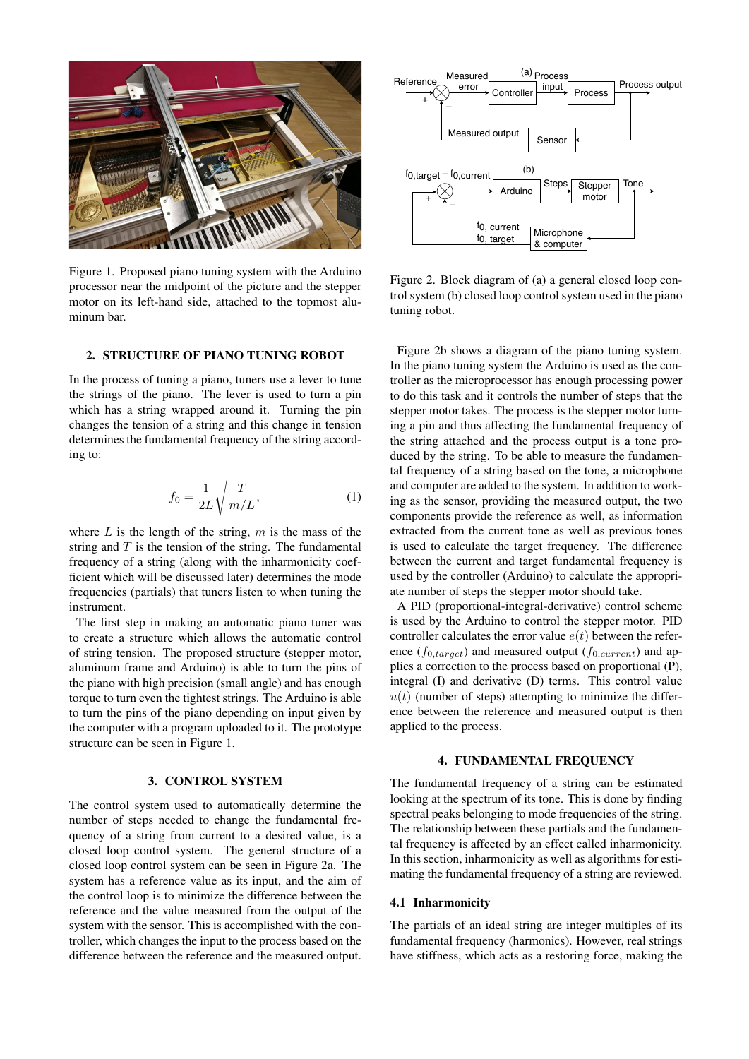Figure 1. Proposed piano tuning system with the Arduino processor near the midpoint of the picture and the stepper motor on its left-hand side, attached to the topmost aluminum bar.

## 2. STRUCTURE OF PIANO TUNING ROBOT

In the process of tuning a piano, tuners use a lever to tune the strings of the piano. The lever is used to turn a pin which has a string wrapped around it. Turning the pin changes the tension of a string and this change in tension determines the fundamental frequency of the string according to:

$$f_0 = \frac{1}{2L}\sqrt{\frac{T}{m/L}}, \tag{1}$$

where $L$ is the length of the string, $m$ is the mass of the string and $T$ is the tension of the string. The fundamental frequency of a string (along with the inharmonicity coefficient which will be discussed later) determines the mode frequencies (partials) that tuners listen to when tuning the instrument.

The first step in making an automatic piano tuner was to create a structure which allows the automatic control of string tension. The proposed structure (stepper motor, aluminum frame and Arduino) is able to turn the pins of the piano with high precision (small angle) and has enough torque to turn even the tightest strings. The Arduino is able to turn the pins of the piano depending on input given by the computer with a program uploaded to it. The prototype structure can be seen in Figure 1.

## 3. CONTROL SYSTEM

The control system used to automatically determine the number of steps needed to change the fundamental frequency of a string from current to a desired value, is a closed loop control system. The general structure of a closed loop control system can be seen in Figure 2a. The system has a reference value as its input, and the aim of the control loop is to minimize the difference between the reference and the value measured from the output of the system with the sensor. This is accomplished with the controller, which changes the input to the process based on the difference between the reference and the measured output.

Figure 2. Block diagram of (a) a general closed loop control system (b) closed loop control system used in the piano tuning robot.

Figure 2b shows a diagram of the piano tuning system. In the piano tuning system the Arduino is used as the controller as the microprocessor has enough processing power to do this task and it controls the number of steps that the stepper motor takes. The process is the stepper motor turning a pin and thus affecting the fundamental frequency of the string attached and the process output is a tone produced by the string. To be able to measure the fundamental frequency of a string based on the tone, a microphone and computer are added to the system. In addition to working as the sensor, providing the measured output, the two components provide the reference as well, as information extracted from the current tone as well as previous tones is used to calculate the target frequency. The difference between the current and target fundamental frequency is used by the controller (Arduino) to calculate the appropriate number of steps the stepper motor should take.

A PID (proportional-integral-derivative) control scheme is used by the Arduino to control the stepper motor. PID controller calculates the error value $e(t)$ between the reference ($f_{0,target}$) and measured output ($f_{0,current}$) and applies a correction to the process based on proportional (P), integral (I) and derivative (D) terms. This control value $u(t)$ (number of steps) attempting to minimize the difference between the reference and measured output is then applied to the process.

## 4. FUNDAMENTAL FREQUENCY

The fundamental frequency of a string can be estimated looking at the spectrum of its tone. This is done by finding spectral peaks belonging to mode frequencies of the string. The relationship between these partials and the fundamental frequency is affected by an effect called inharmonicity. In this section, inharmonicity as well as algorithms for estimating the fundamental frequency of a string are reviewed.

### 4.1 Inharmonicity

The partials of an ideal string are integer multiples of its fundamental frequency (harmonics). However, real strings have stiffness, which acts as a restoring force, making the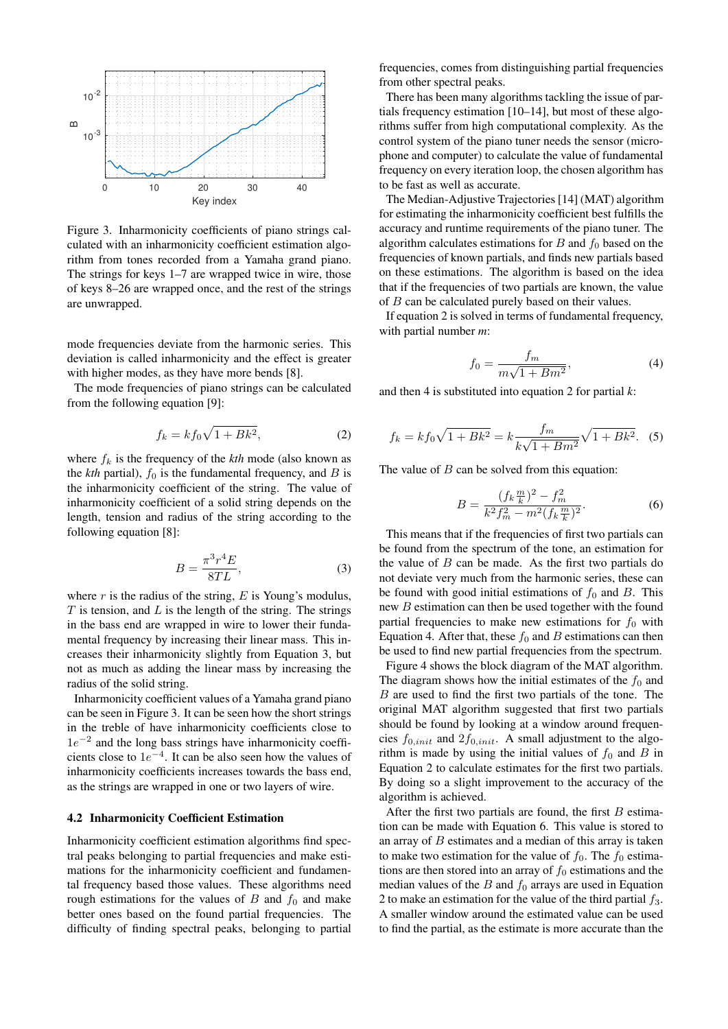Figure 3. Inharmonicity coefficients of piano strings calculated with an inharmonicity coefficient estimation algorithm from tones recorded from a Yamaha grand piano. The strings for keys 1–7 are wrapped twice in wire, those of keys 8–26 are wrapped once, and the rest of the strings are unwrapped.

mode frequencies deviate from the harmonic series. This deviation is called inharmonicity and the effect is greater with higher modes, as they have more bends [8].

The mode frequencies of piano strings can be calculated from the following equation [9]:

$$f_k = kf_0\sqrt{1 + Bk^2}, \tag{2}$$

where $f_k$ is the frequency of the *kth* mode (also known as the *kth* partial), $f_0$ is the fundamental frequency, and $B$ is the inharmonicity coefficient of the string. The value of inharmonicity coefficient of a solid string depends on the length, tension and radius of the string according to the following equation [8]:

$$B = \frac{\pi^3 r^4 E}{8TL}, \tag{3}$$

where $r$ is the radius of the string, $E$ is Young's modulus, $T$ is tension, and $L$ is the length of the string. The strings in the bass end are wrapped in wire to lower their fundamental frequency by increasing their linear mass. This increases their inharmonicity slightly from Equation 3, but not as much as adding the linear mass by increasing the radius of the solid string.

Inharmonicity coefficient values of a Yamaha grand piano can be seen in Figure 3. It can be seen how the short strings in the treble of have inharmonicity coefficients close to $1e^{-2}$ and the long bass strings have inharmonicity coefficients close to $1e^{-4}$. It can be also seen how the values of inharmonicity coefficients increases towards the bass end, as the strings are wrapped in one or two layers of wire.

### 4.2 Inharmonicity Coefficient Estimation

Inharmonicity coefficient estimation algorithms find spectral peaks belonging to partial frequencies and make estimations for the inharmonicity coefficient and fundamental frequency based those values. These algorithms need rough estimations for the values of $B$ and $f_0$ and make better ones based on the found partial frequencies. The difficulty of finding spectral peaks, belonging to partial frequencies, comes from distinguishing partial frequencies from other spectral peaks.

There has been many algorithms tackling the issue of partials frequency estimation [10–14], but most of these algorithms suffer from high computational complexity. As the control system of the piano tuner needs the sensor (microphone and computer) to calculate the value of fundamental frequency on every iteration loop, the chosen algorithm has to be fast as well as accurate.

The Median-Adjustive Trajectories [14] (MAT) algorithm for estimating the inharmonicity coefficient best fulfills the accuracy and runtime requirements of the piano tuner. The algorithm calculates estimations for $B$ and $f_0$ based on the frequencies of known partials, and finds new partials based on these estimations. The algorithm is based on the idea that if the frequencies of two partials are known, the value of $B$ can be calculated purely based on their values.

If equation 2 is solved in terms of fundamental frequency, with partial number $m$:

$$f_0 = \frac{f_m}{m\sqrt{1 + Bm^2}}, \tag{4}$$

and then 4 is substituted into equation 2 for partial $k$:

$$f_k = kf_0\sqrt{1 + Bk^2} = k\frac{f_m}{k\sqrt{1 + Bm^2}}\sqrt{1 + Bk^2}. \tag{5}$$

The value of $B$ can be solved from this equation:

$$B = \frac{(f_k \frac{m}{k})^2 - f_m^2}{k^2 f_m^2 - m^2 (f_k \frac{m}{k})^2}. \tag{6}$$

This means that if the frequencies of first two partials can be found from the spectrum of the tone, an estimation for the value of $B$ can be made. As the first two partials do not deviate very much from the harmonic series, these can be found with good initial estimations of $f_0$ and $B$. This new $B$ estimation can then be used together with the found partial frequencies to make new estimations for $f_0$ with Equation 4. After that, these $f_0$ and $B$ estimations can then be used to find new partial frequencies from the spectrum.

Figure 4 shows the block diagram of the MAT algorithm. The diagram shows how the initial estimates of the $f_0$ and $B$ are used to find the first two partials of the tone. The original MAT algorithm suggested that first two partials should be found by looking at a window around frequencies $f_{0,init}$ and $2f_{0,init}$. A small adjustment to the algorithm is made by using the initial values of $f_0$ and $B$ in Equation 2 to calculate estimates for the first two partials. By doing so a slight improvement to the accuracy of the algorithm is achieved.

After the first two partials are found, the first $B$ estimation can be made with Equation 6. This value is stored to an array of $B$ estimates and a median of this array is taken to make two estimation for the value of $f_0$. The $f_0$ estimations are then stored into an array of $f_0$ estimations and the median values of the $B$ and $f_0$ arrays are used in Equation 2 to make an estimation for the value of the third partial $f_3$. A smaller window around the estimated value can be used to find the partial, as the estimate is more accurate than the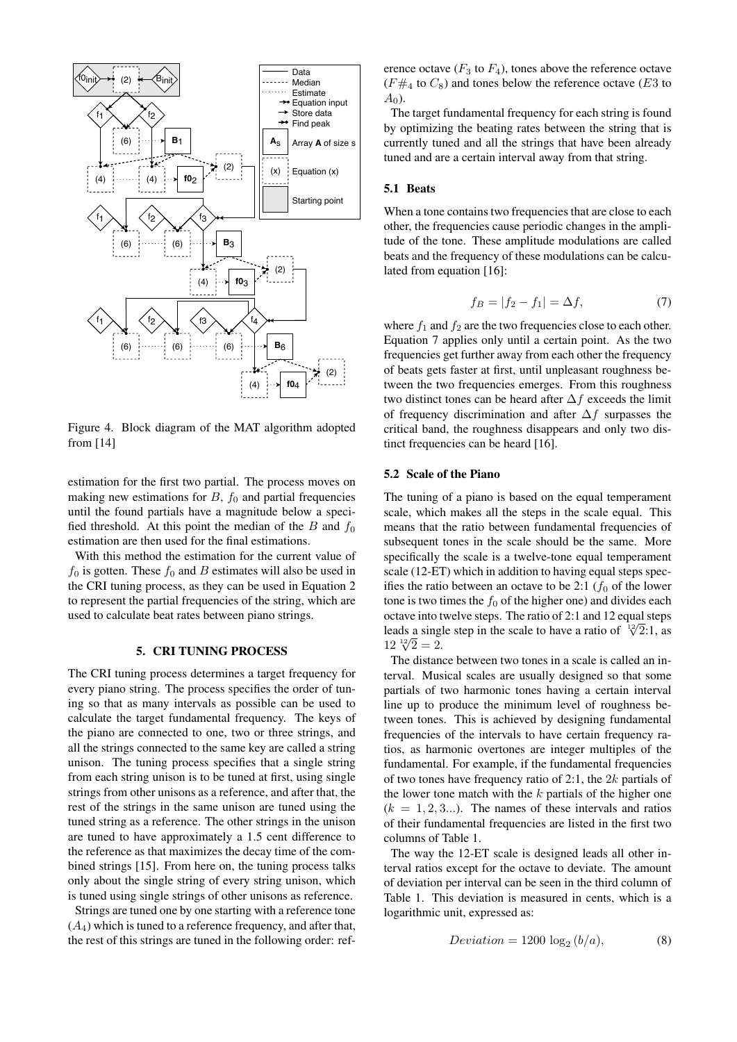Figure 4. Block diagram of the MAT algorithm adopted from [14]

estimation for the first two partial. The process moves on making new estimations for $B$, $f_0$ and partial frequencies until the found partials have a magnitude below a specified threshold. At this point the median of the $B$ and $f_0$ estimation are then used for the final estimations.

With this method the estimation for the current value of $f_0$ is gotten. These $f_0$ and $B$ estimates will also be used in the CRI tuning process, as they can be used in Equation 2 to represent the partial frequencies of the string, which are used to calculate beat rates between piano strings.

## 5. CRI TUNING PROCESS

The CRI tuning process determines a target frequency for every piano string. The process specifies the order of tuning so that as many intervals as possible can be used to calculate the target fundamental frequency. The keys of the piano are connected to one, two or three strings, and all the strings connected to the same key are called a string unison. The tuning process specifies that a single string from each string unison is to be tuned at first, using single strings from other unisons as a reference, and after that, the rest of the strings in the same unison are tuned using the tuned string as a reference. The other strings in the unison are tuned to have approximately a 1.5 cent difference to the reference as that maximizes the decay time of the combined strings [15]. From here on, the tuning process talks only about the single string of every string unison, which is tuned using single strings of other unisons as reference.

Strings are tuned one by one starting with a reference tone ($A_4$) which is tuned to a reference frequency, and after that, the rest of this strings are tuned in the following order: reference octave ($F_3$ to $F_4$), tones above the reference octave ($F\#_4$ to $C_8$) and tones below the reference octave ($E3$ to $A_0$).

The target fundamental frequency for each string is found by optimizing the beating rates between the string that is currently tuned and all the strings that have been already tuned and are a certain interval away from that string.

### 5.1 Beats

When a tone contains two frequencies that are close to each other, the frequencies cause periodic changes in the amplitude of the tone. These amplitude modulations are called beats and the frequency of these modulations can be calculated from equation [16]:

$$f_B = |f_2 - f_1| = \Delta f, \tag{7}$$

where $f_1$ and $f_2$ are the two frequencies close to each other. Equation 7 applies only until a certain point. As the two frequencies get further away from each other the frequency of beats gets faster at first, until unpleasant roughness between the two frequencies emerges. From this roughness two distinct tones can be heard after $\Delta f$ exceeds the limit of frequency discrimination and after $\Delta f$ surpasses the critical band, the roughness disappears and only two distinct frequencies can be heard [16].

### 5.2 Scale of the Piano

The tuning of a piano is based on the equal temperament scale, which makes all the steps in the scale equal. This means that the ratio between fundamental frequencies of subsequent tones in the scale should be the same. More specifically the scale is a twelve-tone equal temperament scale (12-ET) which in addition to having equal steps specifies the ratio between an octave to be 2:1 ($f_0$ of the lower tone is two times the $f_0$ of the higher one) and divides each octave into twelve steps. The ratio of 2:1 and 12 equal steps leads a single step in the scale to have a ratio of $\sqrt[12]{2}$:1, as $12\sqrt[12]{2} = 2$.

The distance between two tones in a scale is called an interval. Musical scales are usually designed so that some partials of two harmonic tones having a certain interval line up to produce the minimum level of roughness between tones. This is achieved by designing fundamental frequencies of the intervals to have certain frequency ratios, as harmonic overtones are integer multiples of the fundamental. For example, if the fundamental frequencies of two tones have frequency ratio of 2:1, the $2k$ partials of the lower tone match with the $k$ partials of the higher one ($k = 1, 2, 3...$). The names of these intervals and ratios of their fundamental frequencies are listed in the first two columns of Table 1.

The way the 12-ET scale is designed leads all other interval ratios except for the octave to deviate. The amount of deviation per interval can be seen in the third column of Table 1. This deviation is measured in cents, which is a logarithmic unit, expressed as:

$$Deviation = 1200\ \log_2 (b/a), \tag{8}$$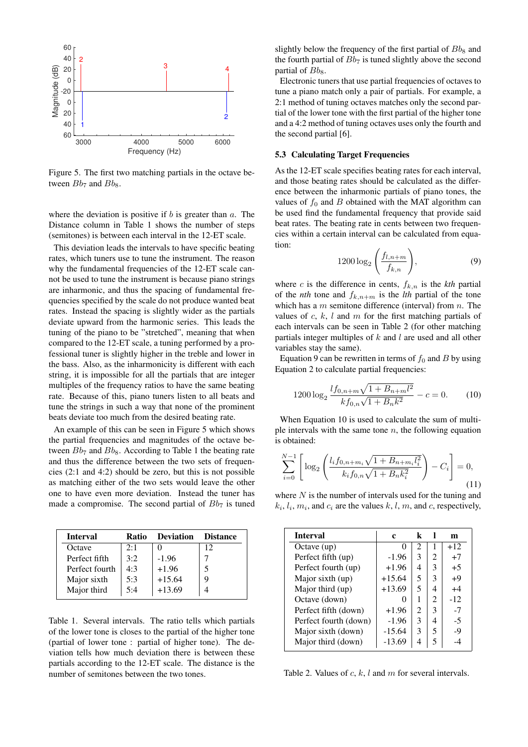Figure 5. The first two matching partials in the octave between $Bb_7$ and $Bb_8$.

where the deviation is positive if $b$ is greater than $a$. The Distance column in Table 1 shows the number of steps (semitones) is between each interval in the 12-ET scale.

This deviation leads the intervals to have specific beating rates, which tuners use to tune the instrument. The reason why the fundamental frequencies of the 12-ET scale cannot be used to tune the instrument is because piano strings are inharmonic, and thus the spacing of fundamental frequencies specified by the scale do not produce wanted beat rates. Instead the spacing is slightly wider as the partials deviate upward from the harmonic series. This leads the tuning of the piano to be "stretched", meaning that when compared to the 12-ET scale, a tuning performed by a professional tuner is slightly higher in the treble and lower in the bass. Also, as the inharmonicity is different with each string, it is impossible for all the partials that are integer multiples of the frequency ratios to have the same beating rate. Because of this, piano tuners listen to all beats and tune the strings in such a way that none of the prominent beats deviate too much from the desired beating rate.

An example of this can be seen in Figure 5 which shows the partial frequencies and magnitudes of the octave between $Bb_7$ and $Bb_8$. According to Table 1 the beating rate and thus the difference between the two sets of frequencies (2:1 and 4:2) should be zero, but this is not possible as matching either of the two sets would leave the other one to have even more deviation. Instead the tuner has made a compromise. The second partial of $Bb_7$ is tuned slightly below the frequency of the first partial of $Bb_8$ and the fourth partial of $Bb_7$ is tuned slightly above the second partial of $Bb_8$.

| Interval | Ratio | Deviation | Distance |
|---|---|---|---|
| Octave | 2:1 | 0 | 12 |
| Perfect fifth | 3:2 | -1.96 | 7 |
| Perfect fourth | 4:3 | +1.96 | 5 |
| Major sixth | 5:3 | +15.64 | 9 |
| Major third | 5:4 | +13.69 | 4 |

Table 1. Several intervals. The ratio tells which partials of the lower tone is closes to the partial of the higher tone (partial of lower tone : partial of higher tone). The deviation tells how much deviation there is between these partials according to the 12-ET scale. The distance is the number of semitones between the two tones.

Electronic tuners that use partial frequencies of octaves to tune a piano match only a pair of partials. For example, a 2:1 method of tuning octaves matches only the second partial of the lower tone with the first partial of the higher tone and a 4:2 method of tuning octaves uses only the fourth and the second partial [6].

### 5.3 Calculating Target Frequencies

As the 12-ET scale specifies beating rates for each interval, and those beating rates should be calculated as the difference between the inharmonic partials of piano tones, the values of $f_0$ and $B$ obtained with the MAT algorithm can be used find the fundamental frequency that provide said beat rates. The beating rate in cents between two frequencies within a certain interval can be calculated from equation:

$$1200 \log_2 \left( \frac{f_{l,n+m}}{f_{k,n}} \right), \tag{9}$$

where $c$ is the difference in cents, $f_{k,n}$ is the *kth* partial of the *nth* tone and $f_{k,n+m}$ is the *lth* partial of the tone which has a $m$ semitone difference (interval) from $n$. The values of $c$, $k$, $l$ and $m$ for the first matching partials of each intervals can be seen in Table 2 (for other matching partials integer multiples of $k$ and $l$ are used and all other variables stay the same).

Equation 9 can be rewritten in terms of $f_0$ and $B$ by using Equation 2 to calculate partial frequencies:

$$1200 \log_2 \frac{l f_{0,n+m} \sqrt{1 + B_{n+m} l^2}}{k f_{0,n} \sqrt{1 + B_n k^2}} - c = 0. \tag{10}$$

When Equation 10 is used to calculate the sum of multiple intervals with the same tone $n$, the following equation is obtained:

$$\sum_{i=0}^{N-1} \left[ \log_2 \left( \frac{l_i f_{0,n+m_i} \sqrt{1 + B_{n+m_i} l_i^2}}{k_i f_{0,n} \sqrt{1 + B_n k_i^2}} \right) - C_i \right] = 0, \tag{11}$$

where $N$ is the number of intervals used for the tuning and $k_i$, $l_i$, $m_i$, and $c_i$ are the values $k$, $l$, $m$, and $c$, respectively,

| Interval | c | k | l | m |
|---|---|---|---|---|
| Octave (up) | 0 | 2 | 1 | +12 |
| Perfect fifth (up) | -1.96 | 3 | 2 | +7 |
| Perfect fourth (up) | +1.96 | 4 | 3 | +5 |
| Major sixth (up) | +15.64 | 5 | 3 | +9 |
| Major third (up) | +13.69 | 5 | 4 | +4 |
| Octave (down) | 0 | 1 | 2 | -12 |
| Perfect fifth (down) | +1.96 | 2 | 3 | -7 |
| Perfect fourth (down) | -1.96 | 3 | 4 | -5 |
| Major sixth (down) | -15.64 | 3 | 5 | -9 |
| Major third (down) | -13.69 | 4 | 5 | -4 |

Table 2. Values of $c$, $k$, $l$ and $m$ for several intervals.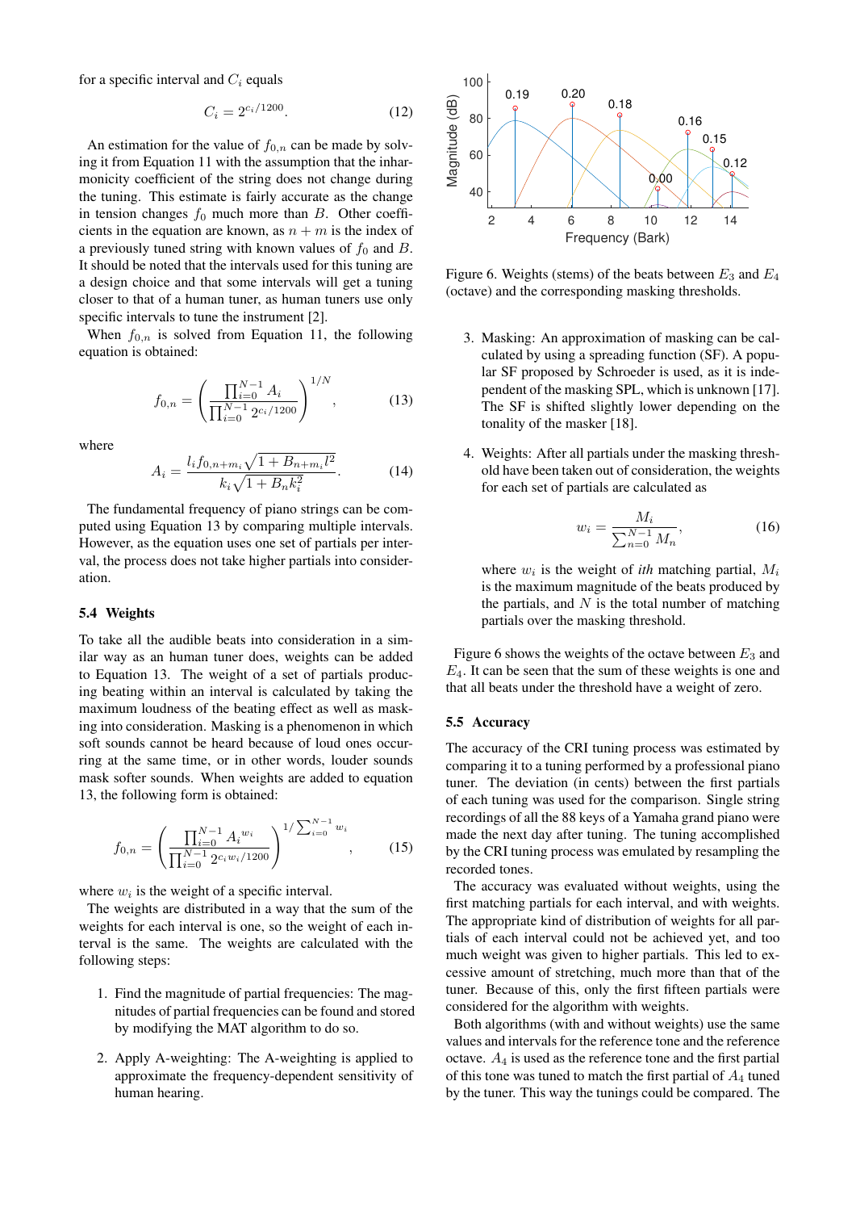for a specific interval and $C_i$ equals

$$C_i = 2^{c_i/1200}. \tag{12}$$

An estimation for the value of $f_{0,n}$ can be made by solving it from Equation 11 with the assumption that the inharmonicity coefficient of the string does not change during the tuning. This estimate is fairly accurate as the change in tension changes $f_0$ much more than $B$. Other coefficients in the equation are known, as $n+m$ is the index of a previously tuned string with known values of $f_0$ and $B$. It should be noted that the intervals used for this tuning are a design choice and that some intervals will get a tuning closer to that of a human tuner, as human tuners use only specific intervals to tune the instrument [2].

When $f_{0,n}$ is solved from Equation 11, the following equation is obtained:

$$f_{0,n} = \left( \frac{\prod_{i=0}^{N-1} A_i}{\prod_{i=0}^{N-1} 2^{c_i/1200}} \right)^{1/N}, \tag{13}$$

where

$$A_i = \frac{l_i f_{0,n+m_i} \sqrt{1 + B_{n+m_i} l^2}}{k_i \sqrt{1 + B_n k_i^2}}. \tag{14}$$

The fundamental frequency of piano strings can be computed using Equation 13 by comparing multiple intervals. However, as the equation uses one set of partials per interval, the process does not take higher partials into consideration.

### 5.4 Weights

To take all the audible beats into consideration in a similar way as an human tuner does, weights can be added to Equation 13. The weight of a set of partials producing beating within an interval is calculated by taking the maximum loudness of the beating effect as well as masking into consideration. Masking is a phenomenon in which soft sounds cannot be heard because of loud ones occurring at the same time, or in other words, louder sounds mask softer sounds. When weights are added to equation 13, the following form is obtained:

$$f_{0,n} = \left( \frac{\prod_{i=0}^{N-1} A_i^{w_i}}{\prod_{i=0}^{N-1} 2^{c_i w_i/1200}} \right)^{1/\sum_{i=0}^{N-1} w_i}, \tag{15}$$

where $w_i$ is the weight of a specific interval.

The weights are distributed in a way that the sum of the weights for each interval is one, so the weight of each interval is the same. The weights are calculated with the following steps:

1. Find the magnitude of partial frequencies: The magnitudes of partial frequencies can be found and stored by modifying the MAT algorithm to do so.

2. Apply A-weighting: The A-weighting is applied to approximate the frequency-dependent sensitivity of human hearing.

Figure 6. Weights (stems) of the beats between $E_3$ and $E_4$ (octave) and the corresponding masking thresholds.

3. Masking: An approximation of masking can be calculated by using a spreading function (SF). A popular SF proposed by Schroeder is used, as it is independent of the masking SPL, which is unknown [17]. The SF is shifted slightly lower depending on the tonality of the masker [18].

4. Weights: After all partials under the masking threshold have been taken out of consideration, the weights for each set of partials are calculated as

$$w_i = \frac{M_i}{\sum_{n=0}^{N-1} M_n}, \tag{16}$$

where $w_i$ is the weight of *ith* matching partial, $M_i$ is the maximum magnitude of the beats produced by the partials, and $N$ is the total number of matching partials over the masking threshold.

Figure 6 shows the weights of the octave between $E_3$ and $E_4$. It can be seen that the sum of these weights is one and that all beats under the threshold have a weight of zero.

### 5.5 Accuracy

The accuracy of the CRI tuning process was estimated by comparing it to a tuning performed by a professional piano tuner. The deviation (in cents) between the first partials of each tuning was used for the comparison. Single string recordings of all the 88 keys of a Yamaha grand piano were made the next day after tuning. The tuning accomplished by the CRI tuning process was emulated by resampling the recorded tones.

The accuracy was evaluated without weights, using the first matching partials for each interval, and with weights. The appropriate kind of distribution of weights for all partials of each interval could not be achieved yet, and too much weight was given to higher partials. This led to excessive amount of stretching, much more than that of the tuner. Because of this, only the first fifteen partials were considered for the algorithm with weights.

Both algorithms (with and without weights) use the same values and intervals for the reference tone and the reference octave. $A_4$ is used as the reference tone and the first partial of this tone was tuned to match the first partial of $A_4$ tuned by the tuner. This way the tunings could be compared. The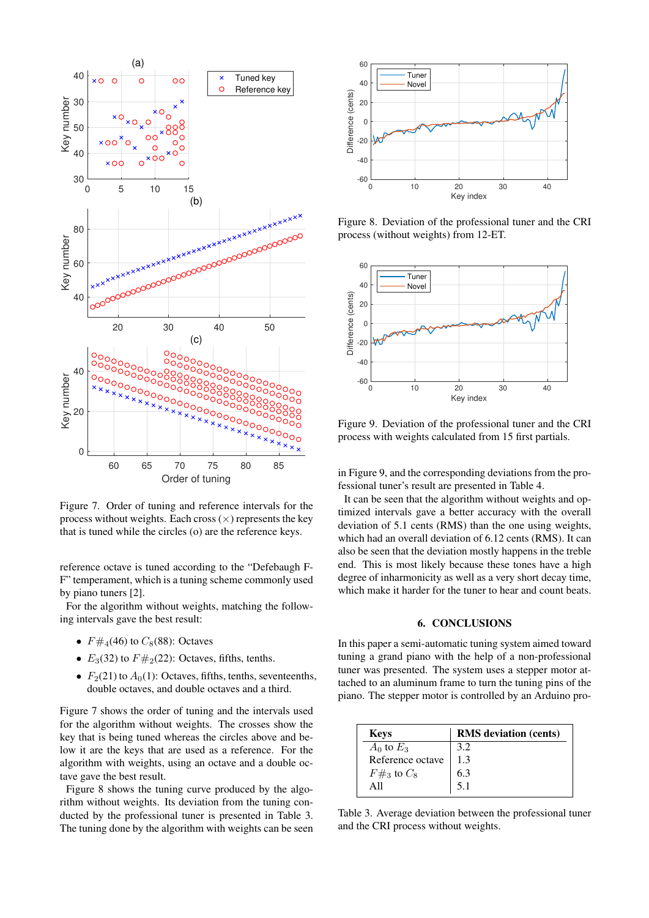Figure 7. Order of tuning and reference intervals for the process without weights. Each cross (×) represents the key that is tuned while the circles (o) are the reference keys.

reference octave is tuned according to the "Defebaugh F-F" temperament, which is a tuning scheme commonly used by piano tuners [2].

For the algorithm without weights, matching the following intervals gave the best result:

- $F\#_4$(46) to $C_8$(88): Octaves
- $E_3$(32) to $F\#_2$(22): Octaves, fifths, tenths.
- $F_2$(21) to $A_0$(1): Octaves, fifths, tenths, seventeenths, double octaves, and double octaves and a third.

Figure 7 shows the order of tuning and the intervals used for the algorithm without weights. The crosses show the key that is being tuned whereas the circles above and below it are the keys that are used as a reference. For the algorithm with weights, using an octave and a double octave gave the best result.

Figure 8 shows the tuning curve produced by the algorithm without weights. Its deviation from the tuning conducted by the professional tuner is presented in Table 3. The tuning done by the algorithm with weights can be seen in Figure 9, and the corresponding deviations from the professional tuner's result are presented in Table 4.

Figure 8. Deviation of the professional tuner and the CRI process (without weights) from 12-ET.

Figure 9. Deviation of the professional tuner and the CRI process with weights calculated from 15 first partials.

It can be seen that the algorithm without weights and optimized intervals gave a better accuracy with the overall deviation of 5.1 cents (RMS) than the one using weights, which had an overall deviation of 6.12 cents (RMS). It can also be seen that the deviation mostly happens in the treble end. This is most likely because these tones have a high degree of inharmonicity as well as a very short decay time, which make it harder for the tuner to hear and count beats.

## 6. CONCLUSIONS

In this paper a semi-automatic tuning system aimed toward tuning a grand piano with the help of a non-professional tuner was presented. The system uses a stepper motor attached to an aluminum frame to turn the tuning pins of the piano. The stepper motor is controlled by an Arduino pro-

| Keys | RMS deviation (cents) |
|---|---|
| $A_0$ to $E_3$ | 3.2 |
| Reference octave | 1.3 |
| $F\#_3$ to $C_8$ | 6.3 |
| All | 5.1 |

Table 3. Average deviation between the professional tuner and the CRI process without weights.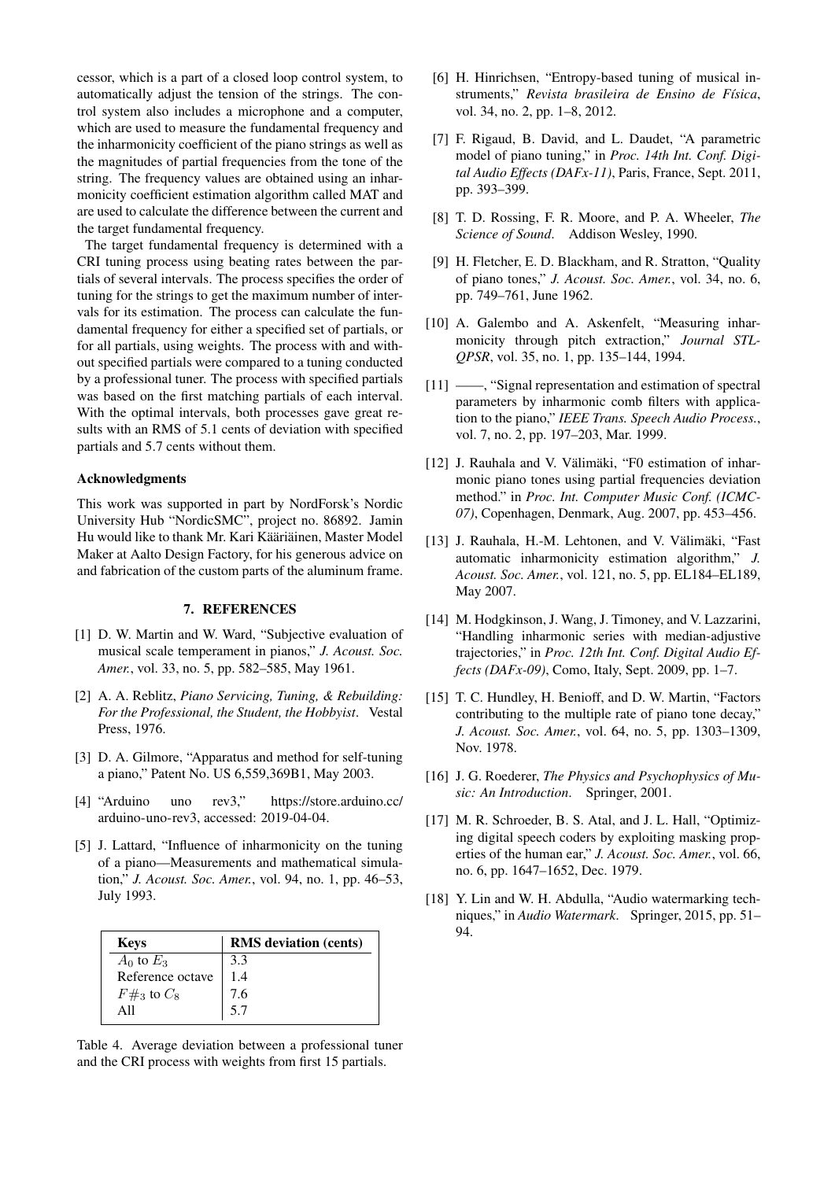cessor, which is a part of a closed loop control system, to automatically adjust the tension of the strings. The control system also includes a microphone and a computer, which are used to measure the fundamental frequency and the inharmonicity coefficient of the piano strings as well as the magnitudes of partial frequencies from the tone of the string. The frequency values are obtained using an inharmonicity coefficient estimation algorithm called MAT and are used to calculate the difference between the current and the target fundamental frequency.

The target fundamental frequency is determined with a CRI tuning process using beating rates between the partials of several intervals. The process specifies the order of tuning for the strings to get the maximum number of intervals for its estimation. The process can calculate the fundamental frequency for either a specified set of partials, or for all partials, using weights. The process with and without specified partials were compared to a tuning conducted by a professional tuner. The process with specified partials was based on the first matching partials of each interval. With the optimal intervals, both processes gave great results with an RMS of 5.1 cents of deviation with specified partials and 5.7 cents without them.

### Acknowledgments

This work was supported in part by NordForsk's Nordic University Hub "NordicSMC", project no. 86892. Jamin Hu would like to thank Mr. Kari Kääriäinen, Master Model Maker at Aalto Design Factory, for his generous advice on and fabrication of the custom parts of the aluminum frame.

## 7. REFERENCES

[1] D. W. Martin and W. Ward, "Subjective evaluation of musical scale temperament in pianos," *J. Acoust. Soc. Amer.*, vol. 33, no. 5, pp. 582–585, May 1961.

[2] A. A. Reblitz, *Piano Servicing, Tuning, & Rebuilding: For the Professional, the Student, the Hobbyist*. Vestal Press, 1976.

[3] D. A. Gilmore, "Apparatus and method for self-tuning a piano," Patent No. US 6,559,369B1, May 2003.

[4] "Arduino uno rev3," https://store.arduino.cc/arduino-uno-rev3, accessed: 2019-04-04.

[5] J. Lattard, "Influence of inharmonicity on the tuning of a piano—Measurements and mathematical simulation," *J. Acoust. Soc. Amer.*, vol. 94, no. 1, pp. 46–53, July 1993.

| Keys | RMS deviation (cents) |
|---|---|
| $A_0$ to $E_3$ | 3.3 |
| Reference octave | 1.4 |
| $F\#_3$ to $C_8$ | 7.6 |
| All | 5.7 |

Table 4. Average deviation between a professional tuner and the CRI process with weights from first 15 partials.

[6] H. Hinrichsen, "Entropy-based tuning of musical instruments," *Revista brasileira de Ensino de Física*, vol. 34, no. 2, pp. 1–8, 2012.

[7] F. Rigaud, B. David, and L. Daudet, "A parametric model of piano tuning," in *Proc. 14th Int. Conf. Digital Audio Effects (DAFx-11)*, Paris, France, Sept. 2011, pp. 393–399.

[8] T. D. Rossing, F. R. Moore, and P. A. Wheeler, *The Science of Sound*. Addison Wesley, 1990.

[9] H. Fletcher, E. D. Blackham, and R. Stratton, "Quality of piano tones," *J. Acoust. Soc. Amer.*, vol. 34, no. 6, pp. 749–761, June 1962.

[10] A. Galembo and A. Askenfelt, "Measuring inharmonicity through pitch extraction," *Journal STL-QPSR*, vol. 35, no. 1, pp. 135–144, 1994.

[11] ——, "Signal representation and estimation of spectral parameters by inharmonic comb filters with application to the piano," *IEEE Trans. Speech Audio Process.*, vol. 7, no. 2, pp. 197–203, Mar. 1999.

[12] J. Rauhala and V. Välimäki, "F0 estimation of inharmonic piano tones using partial frequencies deviation method." in *Proc. Int. Computer Music Conf. (ICMC-07)*, Copenhagen, Denmark, Aug. 2007, pp. 453–456.

[13] J. Rauhala, H.-M. Lehtonen, and V. Välimäki, "Fast automatic inharmonicity estimation algorithm," *J. Acoust. Soc. Amer.*, vol. 121, no. 5, pp. EL184–EL189, May 2007.

[14] M. Hodgkinson, J. Wang, J. Timoney, and V. Lazzarini, "Handling inharmonic series with median-adjustive trajectories," in *Proc. 12th Int. Conf. Digital Audio Effects (DAFx-09)*, Como, Italy, Sept. 2009, pp. 1–7.

[15] T. C. Hundley, H. Benioff, and D. W. Martin, "Factors contributing to the multiple rate of piano tone decay," *J. Acoust. Soc. Amer.*, vol. 64, no. 5, pp. 1303–1309, Nov. 1978.

[16] J. G. Roederer, *The Physics and Psychophysics of Music: An Introduction*. Springer, 2001.

[17] M. R. Schroeder, B. S. Atal, and J. L. Hall, "Optimizing digital speech coders by exploiting masking properties of the human ear," *J. Acoust. Soc. Amer.*, vol. 66, no. 6, pp. 1647–1652, Dec. 1979.

[18] Y. Lin and W. H. Abdulla, "Audio watermarking techniques," in *Audio Watermark*. Springer, 2015, pp. 51–94.